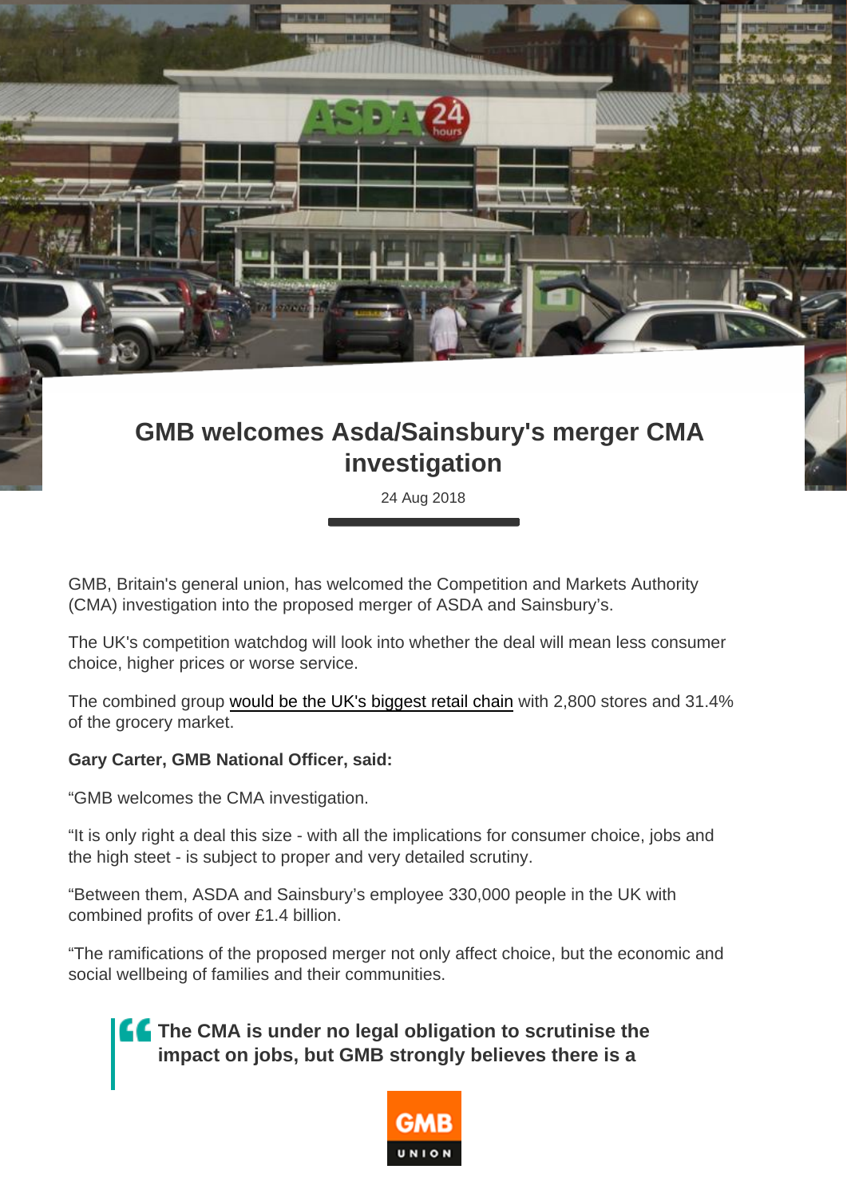# GMB welcomes Asda/Sainsbury's merger CMA investigation

24 Aug 2018

GMB, Britain's general union, has welcomed the Competition and Markets Authority (CMA) investigation into the proposed merger of ASDA and Sainsbury's.

The UK's competition watchdog will look into whether the deal will mean less consumer choice, higher prices or worse service.

The combined group would be the UK's biggest retail chain with 2,800 stores and 31.4% of the grocery market.

**Gary Carter, GMB National Officer, said:**

"GMB welcomes the CMA investigation.

"It is only right a deal this size - with all the implications for consumer choice, jobs and the high steet - is subject to proper and very detailed scrutiny.

"Between them, ASDA and Sainsbury's employee 330,000 people in the UK with combined profits of over £1.4 billion.

"The ramifications of the proposed merger not only affect choice, but the economic and social wellbeing of families and their communities.

> **The CMA is under no legal obligation to scrutinise the impact on jobs, but GMB strongly believes there is a**

GMB UNION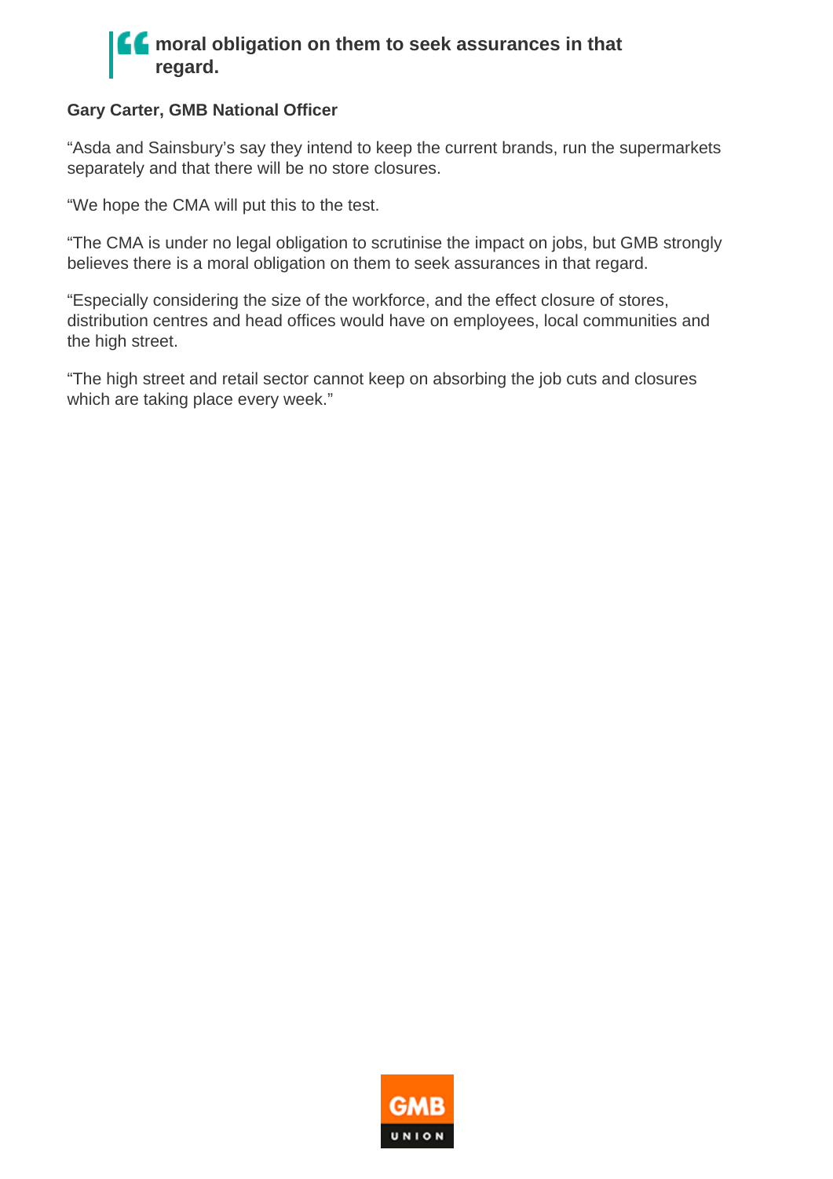> **moral obligation on them to seek assurances in that regard.**

**Gary Carter, GMB National Officer**

“Asda and Sainsbury’s say they intend to keep the current brands, run the supermarkets separately and that there will be no store closures.

“We hope the CMA will put this to the test.

“The CMA is under no legal obligation to scrutinise the impact on jobs, but GMB strongly believes there is a moral obligation on them to seek assurances in that regard.

“Especially considering the size of the workforce, and the effect closure of stores, distribution centres and head offices would have on employees, local communities and the high street.

“The high street and retail sector cannot keep on absorbing the job cuts and closures which are taking place every week.”

GMB
UNION